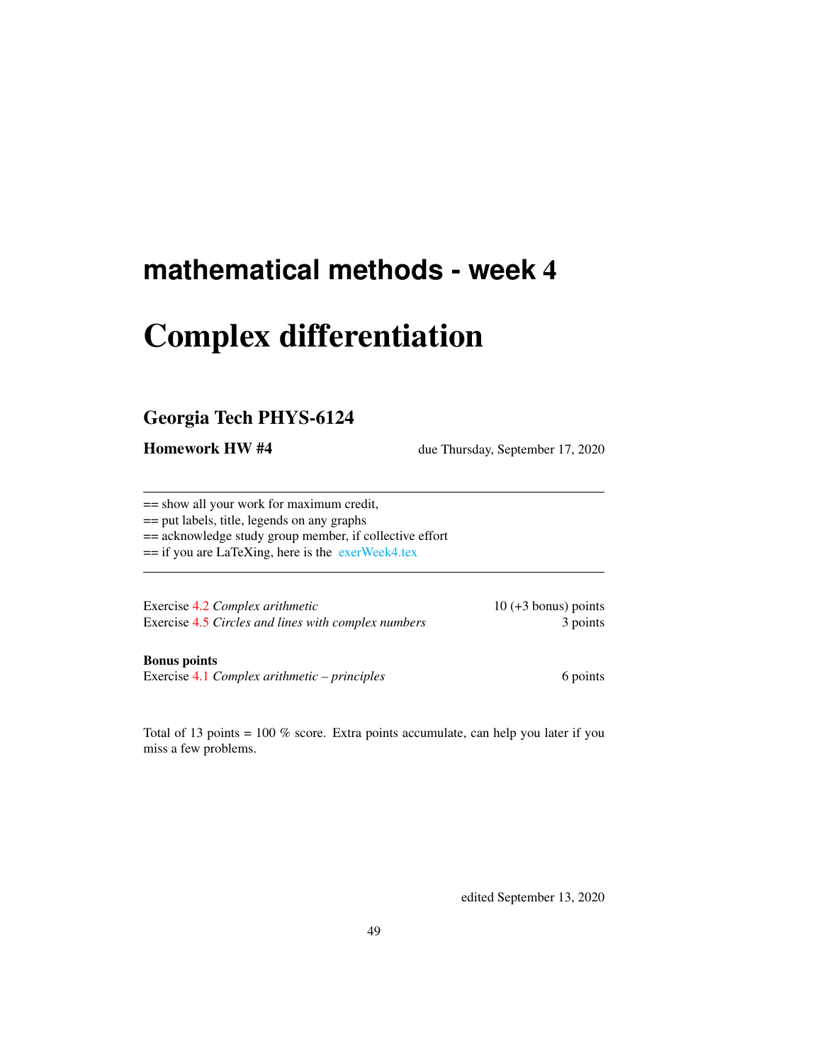# mathematical methods - week 4

# Complex differentiation

## Georgia Tech PHYS-6124

**Homework HW #4** due Thursday, September 17, 2020

---

== show all your work for maximum credit,
== put labels, title, legends on any graphs
== acknowledge study group member, if collective effort
== if you are LaTeXing, here is the exerWeek4.tex

---

| | |
|---|---|
| Exercise 4.2 *Complex arithmetic* | 10 (+3 bonus) points |
| Exercise 4.5 *Circles and lines with complex numbers* | 3 points |

**Bonus points**

| | |
|---|---|
| Exercise 4.1 *Complex arithmetic – principles* | 6 points |

Total of 13 points = 100 % score. Extra points accumulate, can help you later if you miss a few problems.

edited September 13, 2020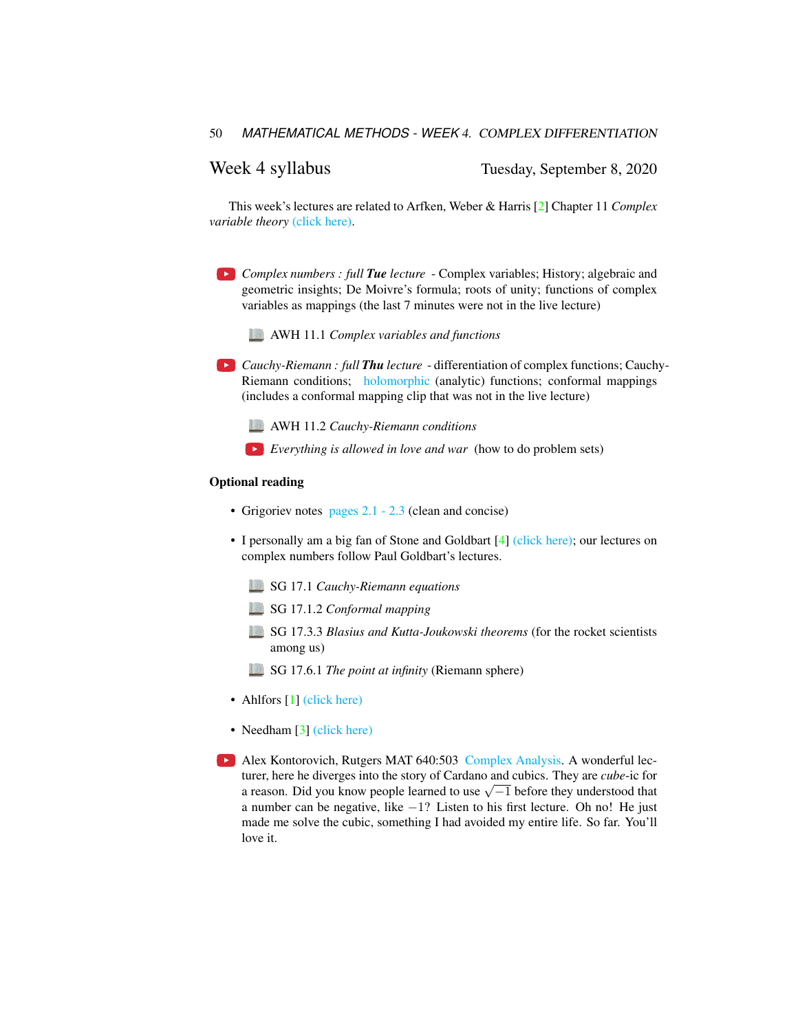## Week 4 syllabus

Tuesday, September 8, 2020

This week's lectures are related to Arfken, Weber & Harris [2] Chapter 11 *Complex variable theory* (click here).

- *Complex numbers : full **Tue** lecture* - Complex variables; History; algebraic and geometric insights; De Moivre's formula; roots of unity; functions of complex variables as mappings (the last 7 minutes were not in the live lecture)

  - AWH 11.1 *Complex variables and functions*

- *Cauchy-Riemann : full **Thu** lecture* - differentiation of complex functions; Cauchy-Riemann conditions; holomorphic (analytic) functions; conformal mappings (includes a conformal mapping clip that was not in the live lecture)

  - AWH 11.2 *Cauchy-Riemann conditions*
  - *Everything is allowed in love and war* (how to do problem sets)

**Optional reading**

- Grigoriev notes pages 2.1 - 2.3 (clean and concise)
- I personally am a big fan of Stone and Goldbart [4] (click here); our lectures on complex numbers follow Paul Goldbart's lectures.
  - SG 17.1 *Cauchy-Riemann equations*
  - SG 17.1.2 *Conformal mapping*
  - SG 17.3.3 *Blasius and Kutta-Joukowski theorems* (for the rocket scientists among us)
  - SG 17.6.1 *The point at infinity* (Riemann sphere)
- Ahlfors [1] (click here)
- Needham [3] (click here)

- Alex Kontorovich, Rutgers MAT 640:503 Complex Analysis. A wonderful lecturer, here he diverges into the story of Cardano and cubics. They are *cube*-ic for a reason. Did you know people learned to use $\sqrt{-1}$ before they understood that a number can be negative, like $-1$? Listen to his first lecture. Oh no! He just made me solve the cubic, something I had avoided my entire life. So far. You'll love it.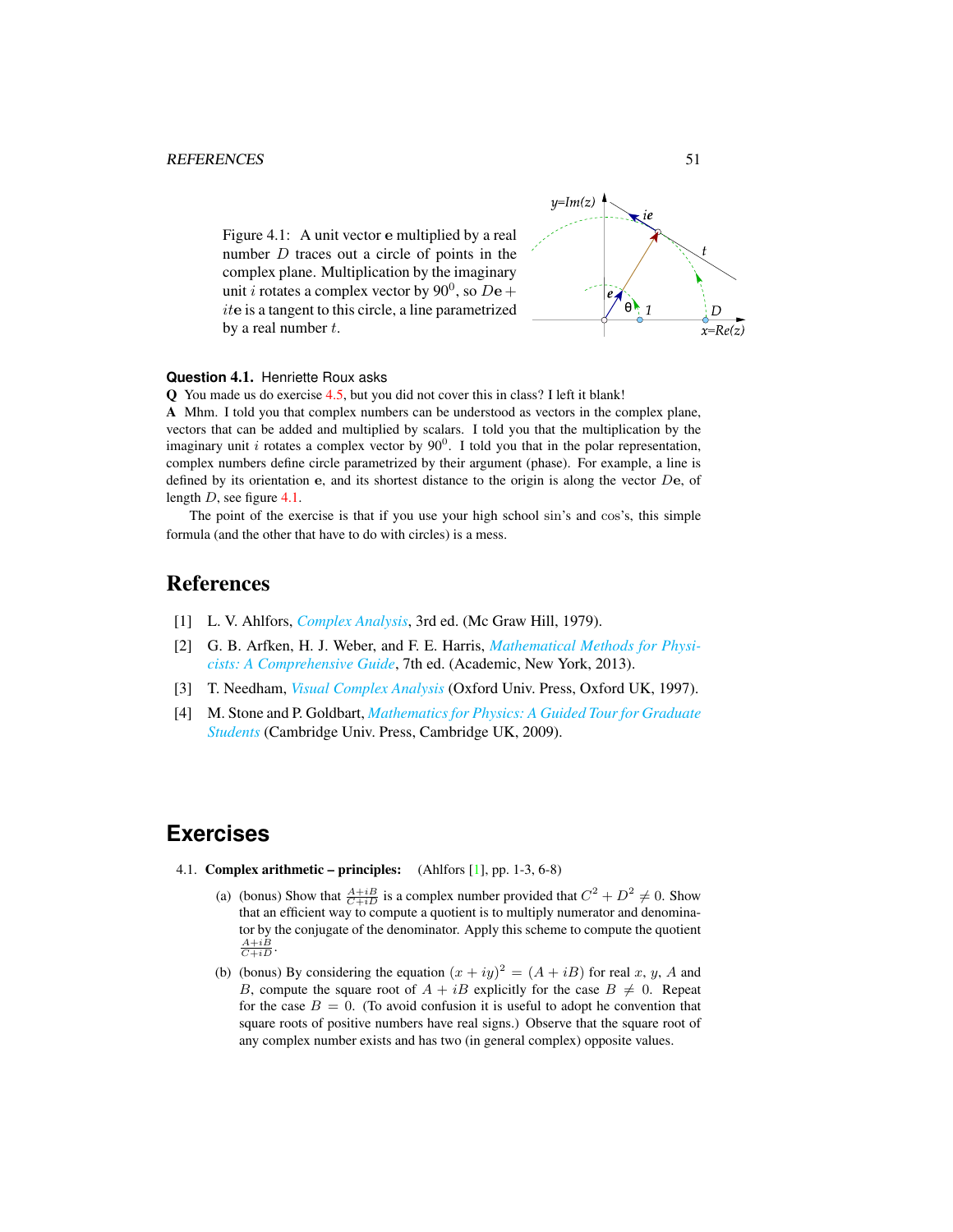Figure 4.1: A unit vector $\mathbf{e}$ multiplied by a real number $D$ traces out a circle of points in the complex plane. Multiplication by the imaginary unit $i$ rotates a complex vector by $90^0$, so $D\mathbf{e} + it\mathbf{e}$ is a tangent to this circle, a line parametrized by a real number $t$.

**Question 4.1.** Henriette Roux asks

**Q** You made us do exercise 4.5, but you did not cover this in class? I left it blank!

**A** Mhm. I told you that complex numbers can be understood as vectors in the complex plane, vectors that can be added and multiplied by scalars. I told you that the multiplication by the imaginary unit $i$ rotates a complex vector by $90^0$. I told you that in the polar representation, complex numbers define circle parametrized by their argument (phase). For example, a line is defined by its orientation $\mathbf{e}$, and its shortest distance to the origin is along the vector $D\mathbf{e}$, of length $D$, see figure 4.1.

The point of the exercise is that if you use your high school sin's and cos's, this simple formula (and the other that have to do with circles) is a mess.

## References

[1] L. V. Ahlfors, *Complex Analysis*, 3rd ed. (Mc Graw Hill, 1979).

[2] G. B. Arfken, H. J. Weber, and F. E. Harris, *Mathematical Methods for Physicists: A Comprehensive Guide*, 7th ed. (Academic, New York, 2013).

[3] T. Needham, *Visual Complex Analysis* (Oxford Univ. Press, Oxford UK, 1997).

[4] M. Stone and P. Goldbart, *Mathematics for Physics: A Guided Tour for Graduate Students* (Cambridge Univ. Press, Cambridge UK, 2009).

## Exercises

4.1. **Complex arithmetic – principles:** (Ahlfors [1], pp. 1-3, 6-8)

(a) (bonus) Show that $\frac{A+iB}{C+iD}$ is a complex number provided that $C^2 + D^2 \neq 0$. Show that an efficient way to compute a quotient is to multiply numerator and denominator by the conjugate of the denominator. Apply this scheme to compute the quotient $\frac{A+iB}{C+iD}$.

(b) (bonus) By considering the equation $(x + iy)^2 = (A + iB)$ for real $x$, $y$, $A$ and $B$, compute the square root of $A + iB$ explicitly for the case $B \neq 0$. Repeat for the case $B = 0$. (To avoid confusion it is useful to adopt he convention that square roots of positive numbers have real signs.) Observe that the square root of any complex number exists and has two (in general complex) opposite values.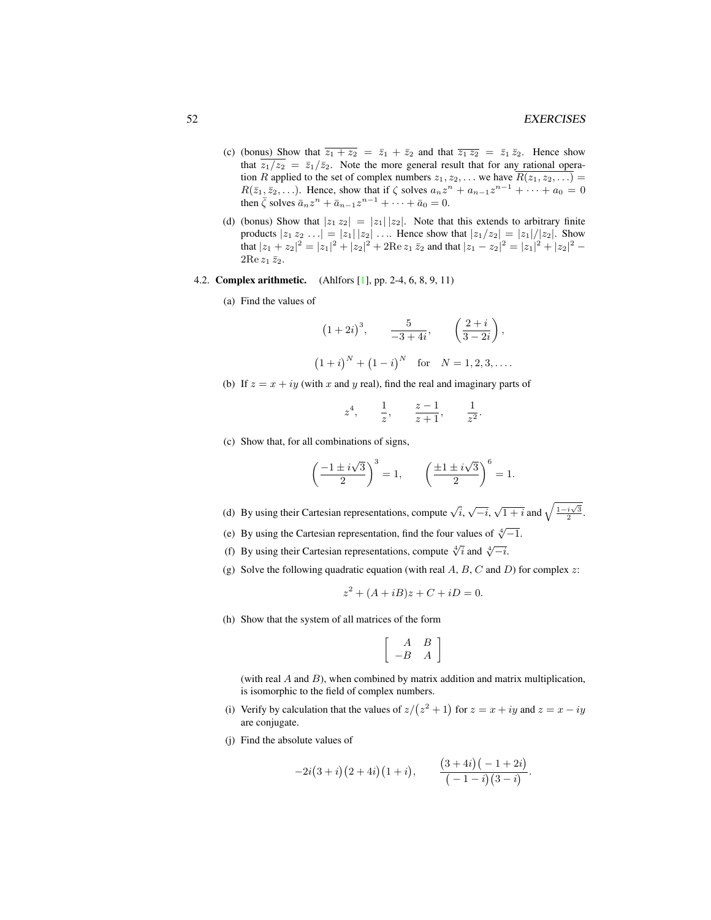(c) (bonus) Show that $\overline{z_1 + z_2} = \bar{z}_1 + \bar{z}_2$ and that $\overline{z_1\, z_2} = \bar{z}_1\, \bar{z}_2$. Hence show that $\overline{z_1/z_2} = \bar{z}_1/\bar{z}_2$. Note the more general result that for any rational operation $R$ applied to the set of complex numbers $z_1, z_2, \ldots$ we have $\overline{R(z_1, z_2, \ldots)} = R(\bar{z}_1, \bar{z}_2, \ldots)$. Hence, show that if $\zeta$ solves $a_n z^n + a_{n-1}z^{n-1} + \cdots + a_0 = 0$ then $\bar{\zeta}$ solves $\bar{a}_n z^n + \bar{a}_{n-1}z^{n-1} + \cdots + \bar{a}_0 = 0$.

(d) (bonus) Show that $|z_1\, z_2| = |z_1|\,|z_2|$. Note that this extends to arbitrary finite products $|z_1\, z_2\, \ldots| = |z_1|\,|z_2| \ldots$. Hence show that $|z_1/z_2| = |z_1|/|z_2|$. Show that $|z_1 + z_2|^2 = |z_1|^2 + |z_2|^2 + 2\mathrm{Re}\, z_1\, \bar{z}_2$ and that $|z_1 - z_2|^2 = |z_1|^2 + |z_2|^2 - 2\mathrm{Re}\, z_1\, \bar{z}_2$.

4.2. **Complex arithmetic.** (Ahlfors [1], pp. 2-4, 6, 8, 9, 11)

(a) Find the values of

$$\left(1 + 2i\right)^3, \qquad \frac{5}{-3 + 4i}, \qquad \left(\frac{2 + i}{3 - 2i}\right),$$

$$\left(1 + i\right)^N + \left(1 - i\right)^N \quad \text{for} \quad N = 1, 2, 3, \ldots.$$

(b) If $z = x + iy$ (with $x$ and $y$ real), find the real and imaginary parts of

$$z^4, \qquad \frac{1}{z}, \qquad \frac{z-1}{z+1}, \qquad \frac{1}{z^2}.$$

(c) Show that, for all combinations of signs,

$$\left(\frac{-1 \pm i\sqrt{3}}{2}\right)^3 = 1, \qquad \left(\frac{\pm 1 \pm i\sqrt{3}}{2}\right)^6 = 1.$$

(d) By using their Cartesian representations, compute $\sqrt{i}$, $\sqrt{-i}$, $\sqrt{1+i}$ and $\sqrt{\frac{1-i\sqrt{3}}{2}}$.

(e) By using the Cartesian representation, find the four values of $\sqrt[4]{-1}$.

(f) By using their Cartesian representations, compute $\sqrt[4]{i}$ and $\sqrt[4]{-i}$.

(g) Solve the following quadratic equation (with real $A$, $B$, $C$ and $D$) for complex $z$:

$$z^2 + (A + iB)z + C + iD = 0.$$

(h) Show that the system of all matrices of the form

$$\begin{bmatrix} A & B \\ -B & A \end{bmatrix}$$

(with real $A$ and $B$), when combined by matrix addition and matrix multiplication, is isomorphic to the field of complex numbers.

(i) Verify by calculation that the values of $z/\left(z^2 + 1\right)$ for $z = x + iy$ and $z = x - iy$ are conjugate.

(j) Find the absolute values of

$$-2i\left(3 + i\right)\left(2 + 4i\right)\left(1 + i\right), \qquad \frac{\left(3 + 4i\right)\left(-1 + 2i\right)}{\left(-1 - i\right)\left(3 - i\right)}.$$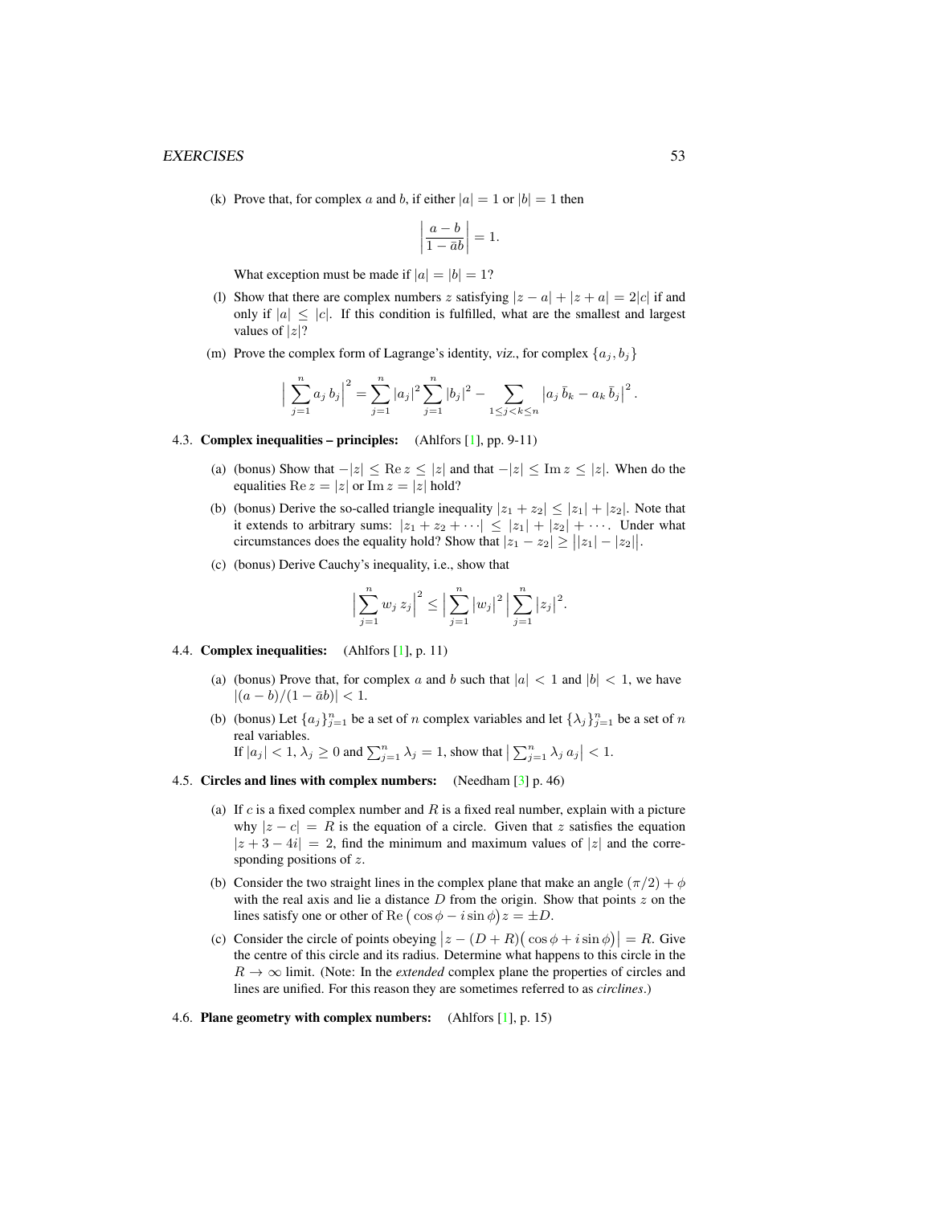(k) Prove that, for complex $a$ and $b$, if either $|a| = 1$ or $|b| = 1$ then

$$\left| \frac{a-b}{1-\bar{a}b} \right| = 1.$$

What exception must be made if $|a| = |b| = 1$?

(l) Show that there are complex numbers $z$ satisfying $|z-a| + |z+a| = 2|c|$ if and only if $|a| \leq |c|$. If this condition is fulfilled, what are the smallest and largest values of $|z|$?

(m) Prove the complex form of Lagrange's identity, *viz.*, for complex $\{a_j, b_j\}$

$$\Big| \sum_{j=1}^{n} a_j\, b_j \Big|^2 = \sum_{j=1}^{n} |a_j|^2 \sum_{j=1}^{n} |b_j|^2 - \sum_{1 \leq j < k \leq n} \big| a_j\, \bar{b}_k - a_k\, \bar{b}_j \big|^2 .$$

4.3. **Complex inequalities – principles:** (Ahlfors [1], pp. 9-11)

(a) (bonus) Show that $-|z| \leq \operatorname{Re} z \leq |z|$ and that $-|z| \leq \operatorname{Im} z \leq |z|$. When do the equalities $\operatorname{Re} z = |z|$ or $\operatorname{Im} z = |z|$ hold?

(b) (bonus) Derive the so-called triangle inequality $|z_1 + z_2| \leq |z_1| + |z_2|$. Note that it extends to arbitrary sums: $|z_1 + z_2 + \cdots| \leq |z_1| + |z_2| + \cdots$. Under what circumstances does the equality hold? Show that $|z_1 - z_2| \geq \big| |z_1| - |z_2| \big|$.

(c) (bonus) Derive Cauchy's inequality, i.e., show that

$$\Big| \sum_{j=1}^{n} w_j\, z_j \Big|^2 \leq \Big| \sum_{j=1}^{n} |w_j|^2 \Big| \sum_{j=1}^{n} |z_j|^2 .$$

4.4. **Complex inequalities:** (Ahlfors [1], p. 11)

(a) (bonus) Prove that, for complex $a$ and $b$ such that $|a| < 1$ and $|b| < 1$, we have $|(a-b)/(1-\bar{a}b)| < 1$.

(b) (bonus) Let $\{a_j\}_{j=1}^{n}$ be a set of $n$ complex variables and let $\{\lambda_j\}_{j=1}^{n}$ be a set of $n$ real variables.
If $|a_j| < 1$, $\lambda_j \geq 0$ and $\sum_{j=1}^{n} \lambda_j = 1$, show that $\big| \sum_{j=1}^{n} \lambda_j\, a_j \big| < 1$.

4.5. **Circles and lines with complex numbers:** (Needham [3] p. 46)

(a) If $c$ is a fixed complex number and $R$ is a fixed real number, explain with a picture why $|z - c| = R$ is the equation of a circle. Given that $z$ satisfies the equation $|z + 3 - 4i| = 2$, find the minimum and maximum values of $|z|$ and the corresponding positions of $z$.

(b) Consider the two straight lines in the complex plane that make an angle $(\pi/2) + \phi$ with the real axis and lie a distance $D$ from the origin. Show that points $z$ on the lines satisfy one or other of $\operatorname{Re}\big(\cos\phi - i \sin\phi\big) z = \pm D$.

(c) Consider the circle of points obeying $\big| z - (D + R)\big(\cos\phi + i \sin\phi\big)\big| = R$. Give the centre of this circle and its radius. Determine what happens to this circle in the $R \to \infty$ limit. (Note: In the *extended* complex plane the properties of circles and lines are unified. For this reason they are sometimes referred to as *circlines*.)

4.6. **Plane geometry with complex numbers:** (Ahlfors [1], p. 15)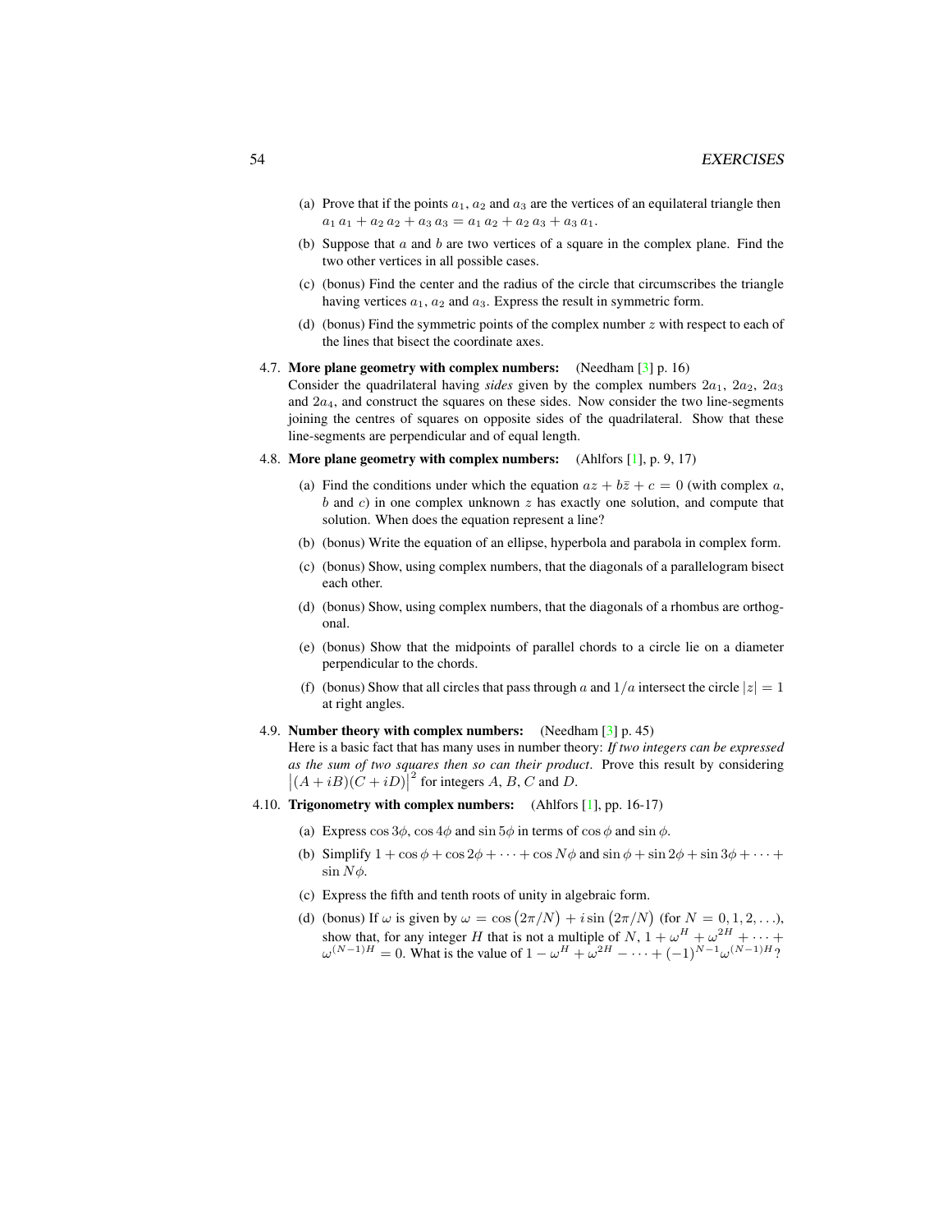(a) Prove that if the points $a_1$, $a_2$ and $a_3$ are the vertices of an equilateral triangle then $a_1\, a_1 + a_2\, a_2 + a_3\, a_3 = a_1\, a_2 + a_2\, a_3 + a_3\, a_1$.

(b) Suppose that $a$ and $b$ are two vertices of a square in the complex plane. Find the two other vertices in all possible cases.

(c) (bonus) Find the center and the radius of the circle that circumscribes the triangle having vertices $a_1$, $a_2$ and $a_3$. Express the result in symmetric form.

(d) (bonus) Find the symmetric points of the complex number $z$ with respect to each of the lines that bisect the coordinate axes.

4.7. **More plane geometry with complex numbers:** (Needham [3] p. 16)
Consider the quadrilateral having *sides* given by the complex numbers $2a_1$, $2a_2$, $2a_3$ and $2a_4$, and construct the squares on these sides. Now consider the two line-segments joining the centres of squares on opposite sides of the quadrilateral. Show that these line-segments are perpendicular and of equal length.

4.8. **More plane geometry with complex numbers:** (Ahlfors [1], p. 9, 17)

(a) Find the conditions under which the equation $az + b\bar{z} + c = 0$ (with complex $a$, $b$ and $c$) in one complex unknown $z$ has exactly one solution, and compute that solution. When does the equation represent a line?

(b) (bonus) Write the equation of an ellipse, hyperbola and parabola in complex form.

(c) (bonus) Show, using complex numbers, that the diagonals of a parallelogram bisect each other.

(d) (bonus) Show, using complex numbers, that the diagonals of a rhombus are orthogonal.

(e) (bonus) Show that the midpoints of parallel chords to a circle lie on a diameter perpendicular to the chords.

(f) (bonus) Show that all circles that pass through $a$ and $1/a$ intersect the circle $|z| = 1$ at right angles.

4.9. **Number theory with complex numbers:** (Needham [3] p. 45)
Here is a basic fact that has many uses in number theory: ***If two integers can be expressed as the sum of two squares then so can their product***. Prove this result by considering $\left|(A + iB)(C + iD)\right|^2$ for integers $A$, $B$, $C$ and $D$.

4.10. **Trigonometry with complex numbers:** (Ahlfors [1], pp. 16-17)

(a) Express $\cos 3\phi$, $\cos 4\phi$ and $\sin 5\phi$ in terms of $\cos\phi$ and $\sin\phi$.

(b) Simplify $1 + \cos\phi + \cos 2\phi + \cdots + \cos N\phi$ and $\sin\phi + \sin 2\phi + \sin 3\phi + \cdots + \sin N\phi$.

(c) Express the fifth and tenth roots of unity in algebraic form.

(d) (bonus) If $\omega$ is given by $\omega = \cos\left(2\pi/N\right) + i\sin\left(2\pi/N\right)$ (for $N = 0, 1, 2, \ldots$), show that, for any integer $H$ that is not a multiple of $N$, $1 + \omega^H + \omega^{2H} + \cdots + \omega^{(N-1)H} = 0$. What is the value of $1 - \omega^H + \omega^{2H} - \cdots + (-1)^{N-1}\omega^{(N-1)H}$?